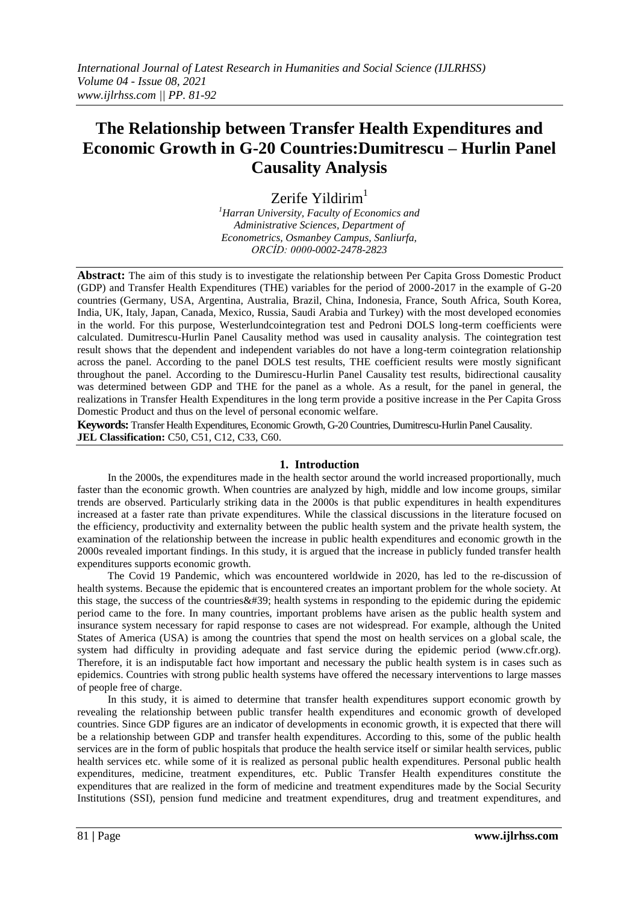# The Relationship between Transfer Health Expenditures and Economic Growth in G-20 Countries:Dumitrescu – Hurlin Panel Causality Analysis

Zerife Yildirim[1]

[1]Harran University, Faculty of Economics and Administrative Sciences, Department of Econometrics, Osmanbey Campus, Sanliurfa, ORCİD: 0000-0002-2478-2823

**Abstract:** The aim of this study is to investigate the relationship between Per Capita Gross Domestic Product (GDP) and Transfer Health Expenditures (THE) variables for the period of 2000-2017 in the example of G-20 countries (Germany, USA, Argentina, Australia, Brazil, China, Indonesia, France, South Africa, South Korea, India, UK, Italy, Japan, Canada, Mexico, Russia, Saudi Arabia and Turkey) with the most developed economies in the world. For this purpose, Westerlundcointegration test and Pedroni DOLS long-term coefficients were calculated. Dumitrescu-Hurlin Panel Causality method was used in causality analysis. The cointegration test result shows that the dependent and independent variables do not have a long-term cointegration relationship across the panel. According to the panel DOLS test results, THE coefficient results were mostly significant throughout the panel. According to the Dumirescu-Hurlin Panel Causality test results, bidirectional causality was determined between GDP and THE for the panel as a whole. As a result, for the panel in general, the realizations in Transfer Health Expenditures in the long term provide a positive increase in the Per Capita Gross Domestic Product and thus on the level of personal economic welfare.

**Keywords:** Transfer Health Expenditures, Economic Growth, G-20 Countries, Dumitrescu-Hurlin Panel Causality.

**JEL Classification:** C50, C51, C12, C33, C60.

## 1. Introduction

In the 2000s, the expenditures made in the health sector around the world increased proportionally, much faster than the economic growth. When countries are analyzed by high, middle and low income groups, similar trends are observed. Particularly striking data in the 2000s is that public expenditures in health expenditures increased at a faster rate than private expenditures. While the classical discussions in the literature focused on the efficiency, productivity and externality between the public health system and the private health system, the examination of the relationship between the increase in public health expenditures and economic growth in the 2000s revealed important findings. In this study, it is argued that the increase in publicly funded transfer health expenditures supports economic growth.

The Covid 19 Pandemic, which was encountered worldwide in 2020, has led to the re-discussion of health systems. Because the epidemic that is encountered creates an important problem for the whole society. At this stage, the success of the countries&#39; health systems in responding to the epidemic during the epidemic period came to the fore. In many countries, important problems have arisen as the public health system and insurance system necessary for rapid response to cases are not widespread. For example, although the United States of America (USA) is among the countries that spend the most on health services on a global scale, the system had difficulty in providing adequate and fast service during the epidemic period (www.cfr.org). Therefore, it is an indisputable fact how important and necessary the public health system is in cases such as epidemics. Countries with strong public health systems have offered the necessary interventions to large masses of people free of charge.

In this study, it is aimed to determine that transfer health expenditures support economic growth by revealing the relationship between public transfer health expenditures and economic growth of developed countries. Since GDP figures are an indicator of developments in economic growth, it is expected that there will be a relationship between GDP and transfer health expenditures. According to this, some of the public health services are in the form of public hospitals that produce the health service itself or similar health services, public health services etc. while some of it is realized as personal public health expenditures. Personal public health expenditures, medicine, treatment expenditures, etc. Public Transfer Health expenditures constitute the expenditures that are realized in the form of medicine and treatment expenditures made by the Social Security Institutions (SSI), pension fund medicine and treatment expenditures, drug and treatment expenditures, and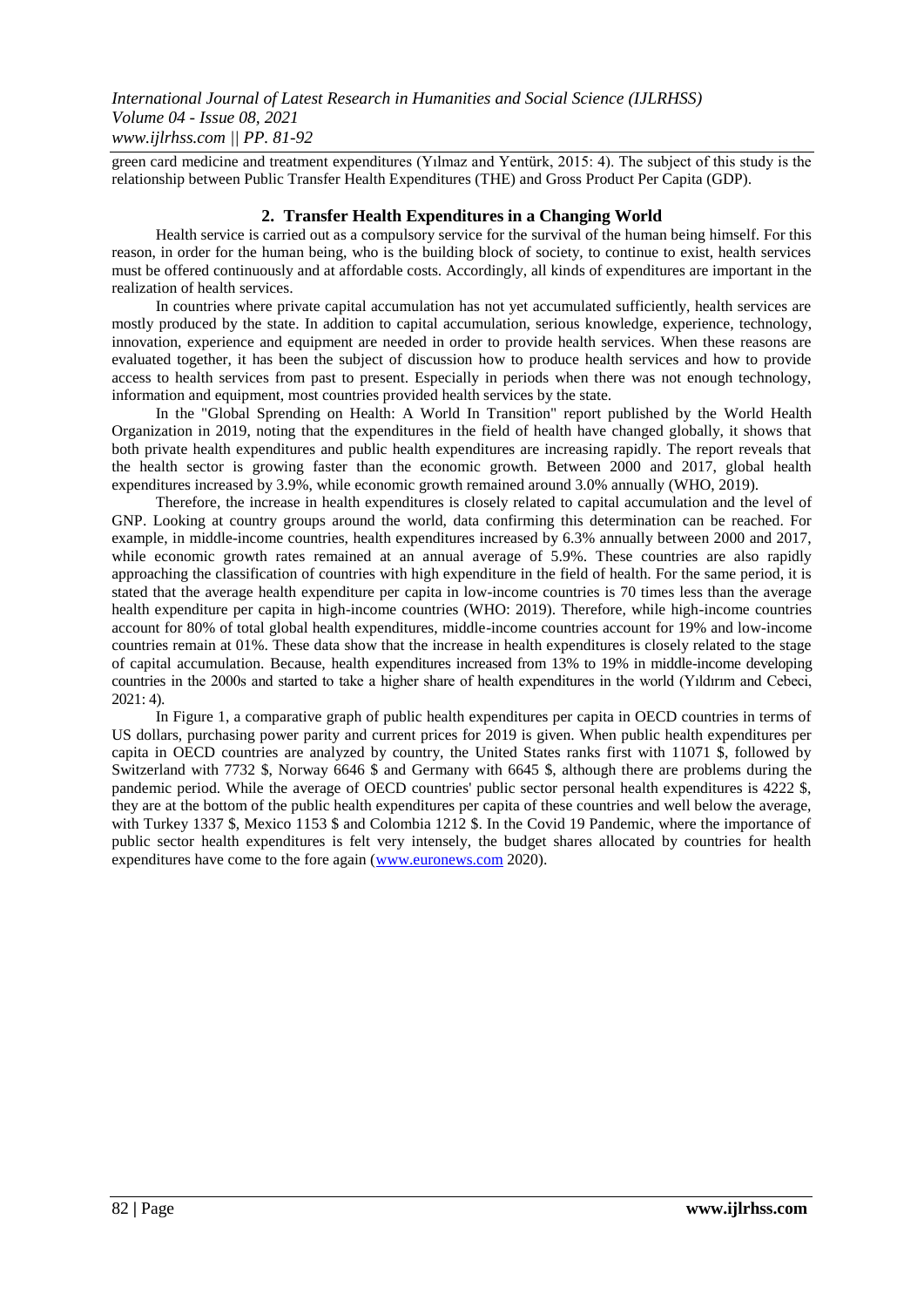green card medicine and treatment expenditures (Yılmaz and Yentürk, 2015: 4). The subject of this study is the relationship between Public Transfer Health Expenditures (THE) and Gross Product Per Capita (GDP).

## 2. Transfer Health Expenditures in a Changing World

Health service is carried out as a compulsory service for the survival of the human being himself. For this reason, in order for the human being, who is the building block of society, to continue to exist, health services must be offered continuously and at affordable costs. Accordingly, all kinds of expenditures are important in the realization of health services.

In countries where private capital accumulation has not yet accumulated sufficiently, health services are mostly produced by the state. In addition to capital accumulation, serious knowledge, experience, technology, innovation, experience and equipment are needed in order to provide health services. When these reasons are evaluated together, it has been the subject of discussion how to produce health services and how to provide access to health services from past to present. Especially in periods when there was not enough technology, information and equipment, most countries provided health services by the state.

In the "Global Sprending on Health: A World In Transition" report published by the World Health Organization in 2019, noting that the expenditures in the field of health have changed globally, it shows that both private health expenditures and public health expenditures are increasing rapidly. The report reveals that the health sector is growing faster than the economic growth. Between 2000 and 2017, global health expenditures increased by 3.9%, while economic growth remained around 3.0% annually (WHO, 2019).

Therefore, the increase in health expenditures is closely related to capital accumulation and the level of GNP. Looking at country groups around the world, data confirming this determination can be reached. For example, in middle-income countries, health expenditures increased by 6.3% annually between 2000 and 2017, while economic growth rates remained at an annual average of 5.9%. These countries are also rapidly approaching the classification of countries with high expenditure in the field of health. For the same period, it is stated that the average health expenditure per capita in low-income countries is 70 times less than the average health expenditure per capita in high-income countries (WHO: 2019). Therefore, while high-income countries account for 80% of total global health expenditures, middle-income countries account for 19% and low-income countries remain at 01%. These data show that the increase in health expenditures is closely related to the stage of capital accumulation. Because, health expenditures increased from 13% to 19% in middle-income developing countries in the 2000s and started to take a higher share of health expenditures in the world (Yıldırım and Cebeci, 2021: 4).

In Figure 1, a comparative graph of public health expenditures per capita in OECD countries in terms of US dollars, purchasing power parity and current prices for 2019 is given. When public health expenditures per capita in OECD countries are analyzed by country, the United States ranks first with 11071 $, followed by Switzerland with 7732 $, Norway 6646 $ and Germany with 6645 $, although there are problems during the pandemic period. While the average of OECD countries' public sector personal health expenditures is 4222 $, they are at the bottom of the public health expenditures per capita of these countries and well below the average, with Turkey 1337 $, Mexico 1153 $ and Colombia 1212 $. In the Covid 19 Pandemic, where the importance of public sector health expenditures is felt very intensely, the budget shares allocated by countries for health expenditures have come to the fore again (www.euronews.com 2020).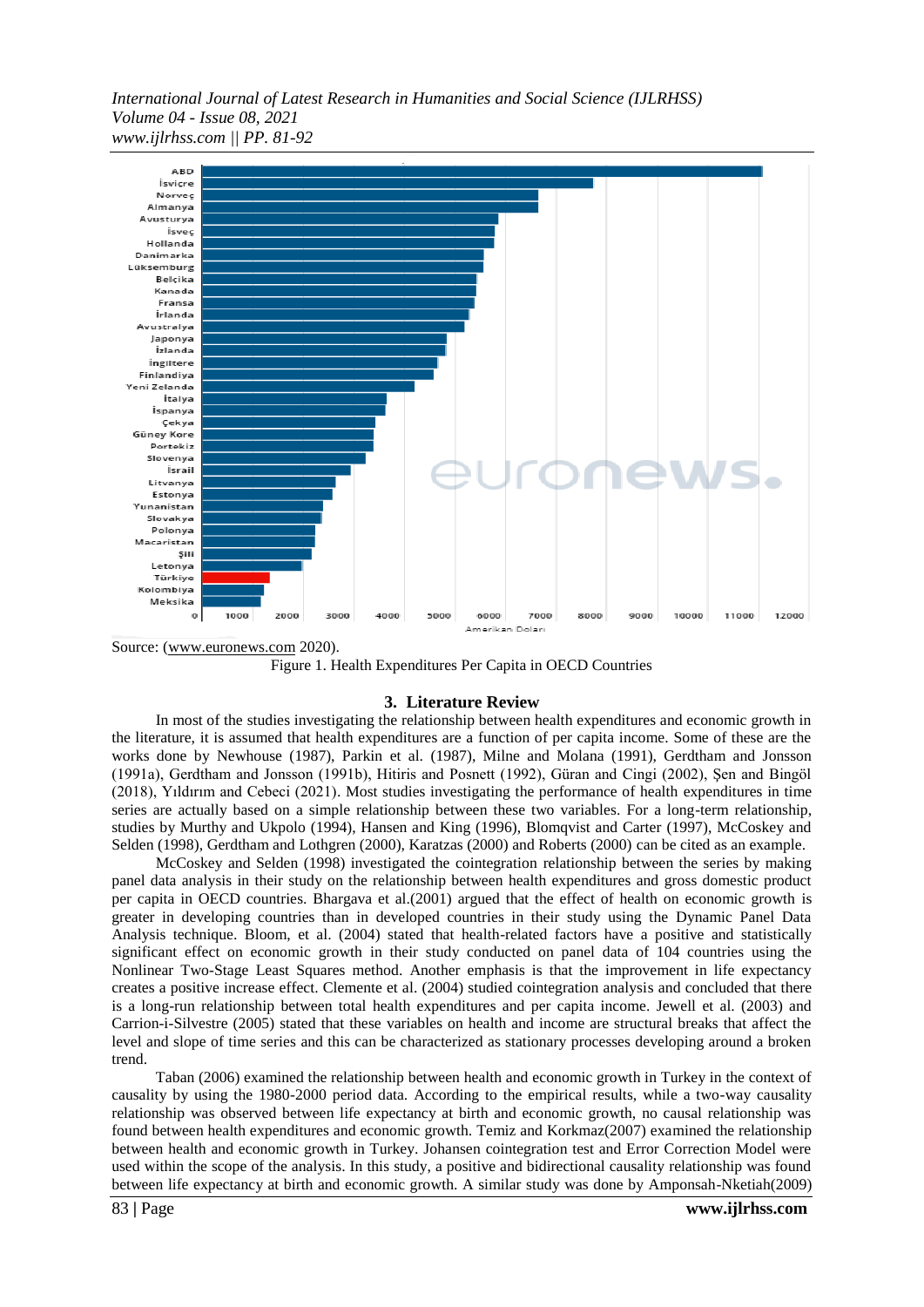Source: (www.euronews.com 2020).

Figure 1. Health Expenditures Per Capita in OECD Countries

## 3. Literature Review

In most of the studies investigating the relationship between health expenditures and economic growth in the literature, it is assumed that health expenditures are a function of per capita income. Some of these are the works done by Newhouse (1987), Parkin et al. (1987), Milne and Molana (1991), Gerdtham and Jonsson (1991a), Gerdtham and Jonsson (1991b), Hitiris and Posnett (1992), Güran and Cingi (2002), Şen and Bingöl (2018), Yıldırım and Cebeci (2021). Most studies investigating the performance of health expenditures in time series are actually based on a simple relationship between these two variables. For a long-term relationship, studies by Murthy and Ukpolo (1994), Hansen and King (1996), Blomqvist and Carter (1997), McCoskey and Selden (1998), Gerdtham and Lothgren (2000), Karatzas (2000) and Roberts (2000) can be cited as an example.

McCoskey and Selden (1998) investigated the cointegration relationship between the series by making panel data analysis in their study on the relationship between health expenditures and gross domestic product per capita in OECD countries. Bhargava et al.(2001) argued that the effect of health on economic growth is greater in developing countries than in developed countries in their study using the Dynamic Panel Data Analysis technique. Bloom, et al. (2004) stated that health-related factors have a positive and statistically significant effect on economic growth in their study conducted on panel data of 104 countries using the Nonlinear Two-Stage Least Squares method. Another emphasis is that the improvement in life expectancy creates a positive increase effect. Clemente et al. (2004) studied cointegration analysis and concluded that there is a long-run relationship between total health expenditures and per capita income. Jewell et al. (2003) and Carrion-i-Silvestre (2005) stated that these variables on health and income are structural breaks that affect the level and slope of time series and this can be characterized as stationary processes developing around a broken trend.

Taban (2006) examined the relationship between health and economic growth in Turkey in the context of causality by using the 1980-2000 period data. According to the empirical results, while a two-way causality relationship was observed between life expectancy at birth and economic growth, no causal relationship was found between health expenditures and economic growth. Temiz and Korkmaz(2007) examined the relationship between health and economic growth in Turkey. Johansen cointegration test and Error Correction Model were used within the scope of the analysis. In this study, a positive and bidirectional causality relationship was found between life expectancy at birth and economic growth. A similar study was done by Amponsah-Nketiah(2009)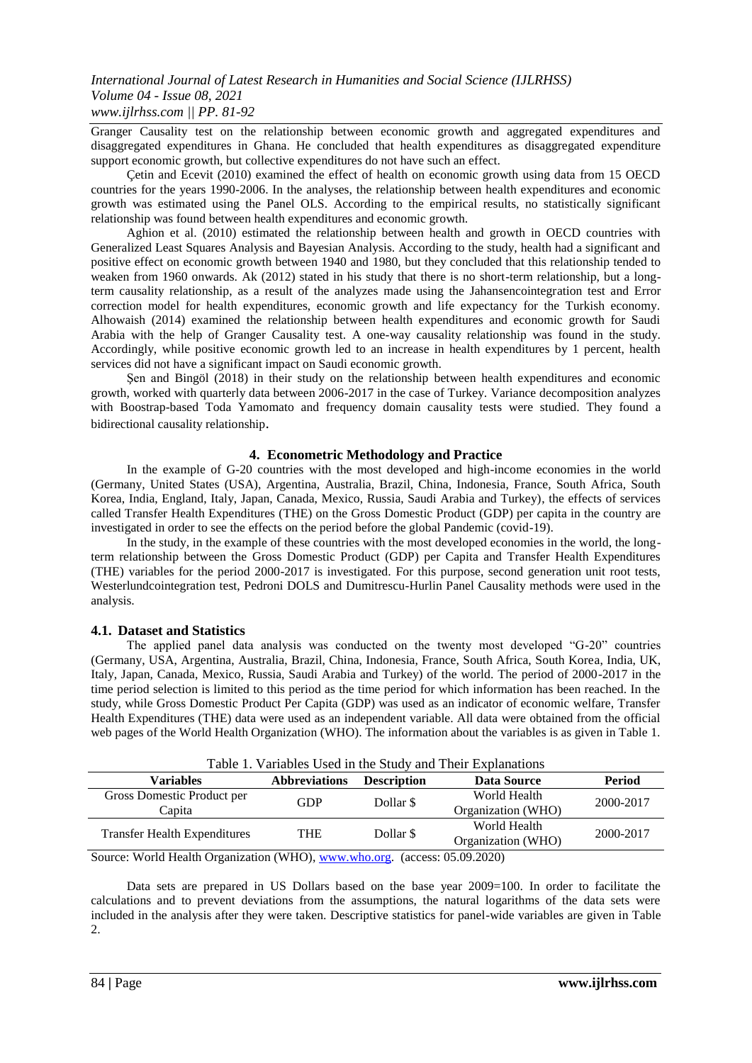Granger Causality test on the relationship between economic growth and aggregated expenditures and disaggregated expenditures in Ghana. He concluded that health expenditures as disaggregated expenditure support economic growth, but collective expenditures do not have such an effect.

Çetin and Ecevit (2010) examined the effect of health on economic growth using data from 15 OECD countries for the years 1990-2006. In the analyses, the relationship between health expenditures and economic growth was estimated using the Panel OLS. According to the empirical results, no statistically significant relationship was found between health expenditures and economic growth.

Aghion et al. (2010) estimated the relationship between health and growth in OECD countries with Generalized Least Squares Analysis and Bayesian Analysis. According to the study, health had a significant and positive effect on economic growth between 1940 and 1980, but they concluded that this relationship tended to weaken from 1960 onwards. Ak (2012) stated in his study that there is no short-term relationship, but a long-term causality relationship, as a result of the analyzes made using the Jahansencointegration test and Error correction model for health expenditures, economic growth and life expectancy for the Turkish economy. Alhowaish (2014) examined the relationship between health expenditures and economic growth for Saudi Arabia with the help of Granger Causality test. A one-way causality relationship was found in the study. Accordingly, while positive economic growth led to an increase in health expenditures by 1 percent, health services did not have a significant impact on Saudi economic growth.

Şen and Bingöl (2018) in their study on the relationship between health expenditures and economic growth, worked with quarterly data between 2006-2017 in the case of Turkey. Variance decomposition analyzes with Boostrap-based Toda Yamomato and frequency domain causality tests were studied. They found a bidirectional causality relationship.

## 4. Econometric Methodology and Practice

In the example of G-20 countries with the most developed and high-income economies in the world (Germany, United States (USA), Argentina, Australia, Brazil, China, Indonesia, France, South Africa, South Korea, India, England, Italy, Japan, Canada, Mexico, Russia, Saudi Arabia and Turkey), the effects of services called Transfer Health Expenditures (THE) on the Gross Domestic Product (GDP) per capita in the country are investigated in order to see the effects on the period before the global Pandemic (covid-19).

In the study, in the example of these countries with the most developed economies in the world, the long-term relationship between the Gross Domestic Product (GDP) per Capita and Transfer Health Expenditures (THE) variables for the period 2000-2017 is investigated. For this purpose, second generation unit root tests, Westerlundcointegration test, Pedroni DOLS and Dumitrescu-Hurlin Panel Causality methods were used in the analysis.

### 4.1. Dataset and Statistics

The applied panel data analysis was conducted on the twenty most developed "G-20" countries (Germany, USA, Argentina, Australia, Brazil, China, Indonesia, France, South Africa, South Korea, India, UK, Italy, Japan, Canada, Mexico, Russia, Saudi Arabia and Turkey) of the world. The period of 2000-2017 in the time period selection is limited to this period as the time period for which information has been reached. In the study, while Gross Domestic Product Per Capita (GDP) was used as an indicator of economic welfare, Transfer Health Expenditures (THE) data were used as an independent variable. All data were obtained from the official web pages of the World Health Organization (WHO). The information about the variables is as given in Table 1.

Table 1. Variables Used in the Study and Their Explanations

| Variables | Abbreviations | Description | Data Source | Period |
|---|---|---|---|---|
| Gross Domestic Product per Capita | GDP | Dollar $ | World Health Organization (WHO) | 2000-2017 |
| Transfer Health Expenditures | THE | Dollar $ | World Health Organization (WHO) | 2000-2017 |

Source: World Health Organization (WHO), www.who.org. (access: 05.09.2020)

Data sets are prepared in US Dollars based on the base year 2009=100. In order to facilitate the calculations and to prevent deviations from the assumptions, the natural logarithms of the data sets were included in the analysis after they were taken. Descriptive statistics for panel-wide variables are given in Table 2.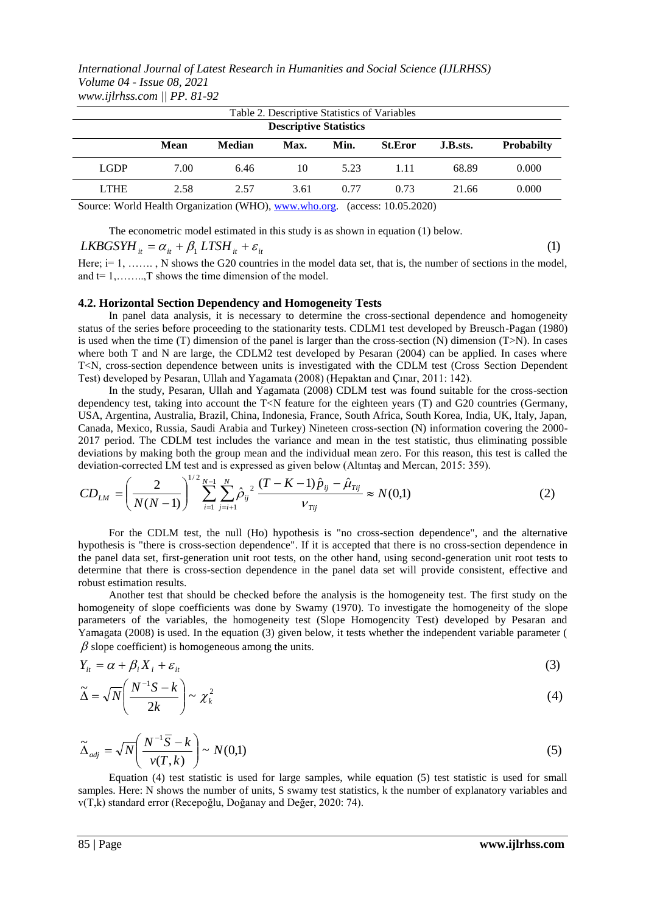Table 2. Descriptive Statistics of Variables

| Descriptive Statistics | | | | | | | |
|---|---|---|---|---|---|---|---|
| | **Mean** | **Median** | **Max.** | **Min.** | **St.Eror** | **J.B.sts.** | **Probabilty** |
| LGDP | 7.00 | 6.46 | 10 | 5.23 | 1.11 | 68.89 | 0.000 |
| LTHE | 2.58 | 2.57 | 3.61 | 0.77 | 0.73 | 21.66 | 0.000 |

Source: World Health Organization (WHO), www.who.org. (access: 10.05.2020)

The econometric model estimated in this study is as shown in equation (1) below.

$$LKBGSYH_{it} = \alpha_{it} + \beta_1 LTSH_{it} + \varepsilon_{it} \tag{1}$$

Here; i= 1, ……. , N shows the G20 countries in the model data set, that is, the number of sections in the model, and t= 1,……..,T shows the time dimension of the model.

### 4.2. Horizontal Section Dependency and Homogeneity Tests

In panel data analysis, it is necessary to determine the cross-sectional dependence and homogeneity status of the series before proceeding to the stationarity tests. CDLM1 test developed by Breusch-Pagan (1980) is used when the time (T) dimension of the panel is larger than the cross-section (N) dimension (T>N). In cases where both T and N are large, the CDLM2 test developed by Pesaran (2004) can be applied. In cases where T<N, cross-section dependence between units is investigated with the CDLM test (Cross Section Dependent Test) developed by Pesaran, Ullah and Yagamata (2008) (Hepaktan and Çınar, 2011: 142).

In the study, Pesaran, Ullah and Yagamata (2008) CDLM test was found suitable for the cross-section dependency test, taking into account the T<N feature for the eighteen years (T) and G20 countries (Germany, USA, Argentina, Australia, Brazil, China, Indonesia, France, South Africa, South Korea, India, UK, Italy, Japan, Canada, Mexico, Russia, Saudi Arabia and Turkey) Nineteen cross-section (N) information covering the 2000-2017 period. The CDLM test includes the variance and mean in the test statistic, thus eliminating possible deviations by making both the group mean and the individual mean zero. For this reason, this test is called the deviation-corrected LM test and is expressed as given below (Altıntaş and Mercan, 2015: 359).

$$CD_{LM} = \left(\frac{2}{N(N-1)}\right)^{1/2} \sum_{i=1}^{N-1} \sum_{j=i+1}^{N} \hat{\rho}_{ij}^{\,2} \frac{(T-K-1)\hat{p}_{ij} - \hat{\mu}_{Tij}}{v_{Tij}} \approx N(0,1) \tag{2}$$

For the CDLM test, the null (Ho) hypothesis is "no cross-section dependence", and the alternative hypothesis is "there is cross-section dependence". If it is accepted that there is no cross-section dependence in the panel data set, first-generation unit root tests, on the other hand, using second-generation unit root tests to determine that there is cross-section dependence in the panel data set will provide consistent, effective and robust estimation results.

Another test that should be checked before the analysis is the homogeneity test. The first study on the homogeneity of slope coefficients was done by Swamy (1970). To investigate the homogeneity of the slope parameters of the variables, the homogeneity test (Slope Homogencity Test) developed by Pesaran and Yamagata (2008) is used. In the equation (3) given below, it tests whether the independent variable parameter ($\beta$ slope coefficient) is homogeneous among the units.

$$Y_{it} = \alpha + \beta_i X_i + \varepsilon_{it} \tag{3}$$

$$\tilde{\Delta} = \sqrt{N}\left(\frac{N^{-1}S - k}{2k}\right) \sim \chi_k^2 \tag{4}$$

$$\tilde{\Delta}_{adj} = \sqrt{N}\left(\frac{N^{-1}\overline{S} - k}{v(T,k)}\right) \sim N(0,1) \tag{5}$$

Equation (4) test statistic is used for large samples, while equation (5) test statistic is used for small samples. Here: N shows the number of units, S swamy test statistics, k the number of explanatory variables and v(T,k) standard error (Recepoğlu, Doğanay and Değer, 2020: 74).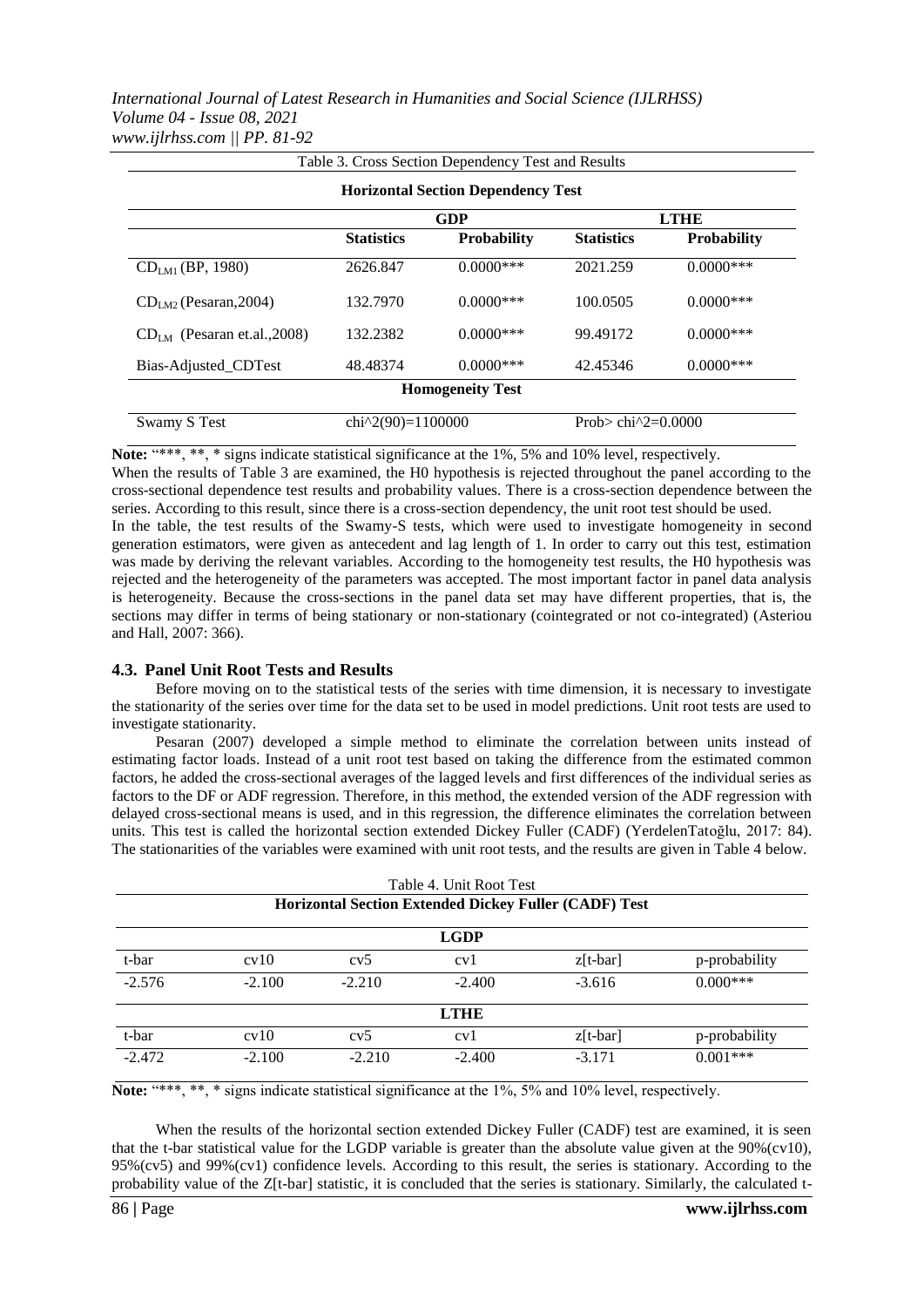Table 3. Cross Section Dependency Test and Results

| Horizontal Section Dependency Test | | | | |
|---|---|---|---|---|
| | GDP | | LTHE | |
| | **Statistics** | **Probability** | **Statistics** | **Probability** |
| $CD_{LM1}$ (BP, 1980) | 2626.847 | 0.0000*** | 2021.259 | 0.0000*** |
| $CD_{LM2}$ (Pesaran,2004) | 132.7970 | 0.0000*** | 100.0505 | 0.0000*** |
| $CD_{LM}$ (Pesaran et.al.,2008) | 132.2382 | 0.0000*** | 99.49172 | 0.0000*** |
| Bias-Adjusted_CDTest | 48.48374 | 0.0000*** | 42.45346 | 0.0000*** |
| **Homogeneity Test** | | | | |
| Swamy S Test | chi^2(90)=1100000 | | Prob> chi^2=0.0000 | |

**Note:** "***, **, * signs indicate statistical significance at the 1%, 5% and 10% level, respectively.

When the results of Table 3 are examined, the H0 hypothesis is rejected throughout the panel according to the cross-sectional dependence test results and probability values. There is a cross-section dependence between the series. According to this result, since there is a cross-section dependency, the unit root test should be used.

In the table, the test results of the Swamy-S tests, which were used to investigate homogeneity in second generation estimators, were given as antecedent and lag length of 1. In order to carry out this test, estimation was made by deriving the relevant variables. According to the homogeneity test results, the H0 hypothesis was rejected and the heterogeneity of the parameters was accepted. The most important factor in panel data analysis is heterogeneity. Because the cross-sections in the panel data set may have different properties, that is, the sections may differ in terms of being stationary or non-stationary (cointegrated or not co-integrated) (Asteriou and Hall, 2007: 366).

### 4.3. Panel Unit Root Tests and Results

Before moving on to the statistical tests of the series with time dimension, it is necessary to investigate the stationarity of the series over time for the data set to be used in model predictions. Unit root tests are used to investigate stationarity.

Pesaran (2007) developed a simple method to eliminate the correlation between units instead of estimating factor loads. Instead of a unit root test based on taking the difference from the estimated common factors, he added the cross-sectional averages of the lagged levels and first differences of the individual series as factors to the DF or ADF regression. Therefore, in this method, the extended version of the ADF regression with delayed cross-sectional means is used, and in this regression, the difference eliminates the correlation between units. This test is called the horizontal section extended Dickey Fuller (CADF) (YerdelenTatoğlu, 2017: 84). The stationarities of the variables were examined with unit root tests, and the results are given in Table 4 below.

Table 4. Unit Root Test

| Horizontal Section Extended Dickey Fuller (CADF) Test | | | | | |
|---|---|---|---|---|---|
| | | | **LGDP** | | |
| t-bar | cv10 | cv5 | cv1 | z[t-bar] | p-probability |
| -2.576 | -2.100 | -2.210 | -2.400 | -3.616 | 0.000*** |
| | | | **LTHE** | | |
| t-bar | cv10 | cv5 | cv1 | z[t-bar] | p-probability |
| -2.472 | -2.100 | -2.210 | -2.400 | -3.171 | 0.001*** |

**Note:** "***, **, * signs indicate statistical significance at the 1%, 5% and 10% level, respectively.

When the results of the horizontal section extended Dickey Fuller (CADF) test are examined, it is seen that the t-bar statistical value for the LGDP variable is greater than the absolute value given at the 90%(cv10), 95%(cv5) and 99%(cv1) confidence levels. According to this result, the series is stationary. According to the probability value of the Z[t-bar] statistic, it is concluded that the series is stationary. Similarly, the calculated t-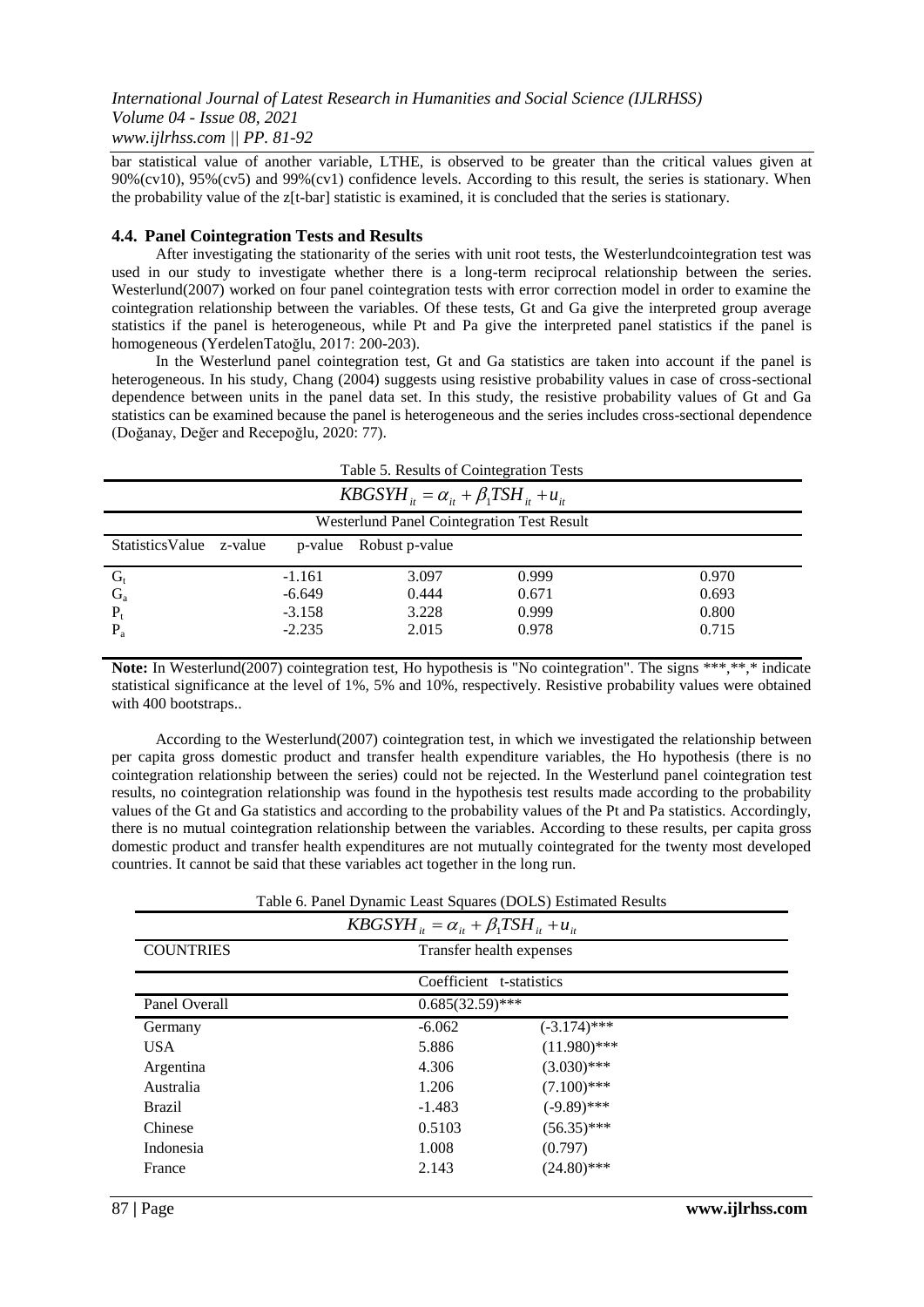bar statistical value of another variable, LTHE, is observed to be greater than the critical values given at 90%(cv10), 95%(cv5) and 99%(cv1) confidence levels. According to this result, the series is stationary. When the probability value of the z[t-bar] statistic is examined, it is concluded that the series is stationary.

### 4.4. Panel Cointegration Tests and Results

After investigating the stationarity of the series with unit root tests, the Westerlundcointegration test was used in our study to investigate whether there is a long-term reciprocal relationship between the series. Westerlund(2007) worked on four panel cointegration tests with error correction model in order to examine the cointegration relationship between the variables. Of these tests, Gt and Ga give the interpreted group average statistics if the panel is heterogeneous, while Pt and Pa give the interpreted panel statistics if the panel is homogeneous (YerdelenTatoğlu, 2017: 200-203).

In the Westerlund panel cointegration test, Gt and Ga statistics are taken into account if the panel is heterogeneous. In his study, Chang (2004) suggests using resistive probability values in case of cross-sectional dependence between units in the panel data set. In this study, the resistive probability values of Gt and Ga statistics can be examined because the panel is heterogeneous and the series includes cross-sectional dependence (Doğanay, Değer and Recepoğlu, 2020: 77).

Table 5. Results of Cointegration Tests

$$KBGSYH_{it} = \alpha_{it} + \beta_1 TSH_{it} + u_{it}$$

Westerlund Panel Cointegration Test Result

| Statistics | Value | z-value | p-value | Robust p-value |
|---|---|---|---|---|
| $G_t$ | -1.161 | 3.097 | 0.999 | 0.970 |
| $G_a$ | -6.649 | 0.444 | 0.671 | 0.693 |
| $P_t$ | -3.158 | 3.228 | 0.999 | 0.800 |
| $P_a$ | -2.235 | 2.015 | 0.978 | 0.715 |

**Note:** In Westerlund(2007) cointegration test, Ho hypothesis is "No cointegration". The signs ***,**,* indicate statistical significance at the level of 1%, 5% and 10%, respectively. Resistive probability values were obtained with 400 bootstraps..

According to the Westerlund(2007) cointegration test, in which we investigated the relationship between per capita gross domestic product and transfer health expenditure variables, the Ho hypothesis (there is no cointegration relationship between the series) could not be rejected. In the Westerlund panel cointegration test results, no cointegration relationship was found in the hypothesis test results made according to the probability values of the Gt and Ga statistics and according to the probability values of the Pt and Pa statistics. Accordingly, there is no mutual cointegration relationship between the variables. According to these results, per capita gross domestic product and transfer health expenditures are not mutually cointegrated for the twenty most developed countries. It cannot be said that these variables act together in the long run.

Table 6. Panel Dynamic Least Squares (DOLS) Estimated Results

$$KBGSYH_{it} = \alpha_{it} + \beta_1 TSH_{it} + u_{it}$$

| COUNTRIES | Transfer health expenses | |
|---|---|---|
| | Coefficient | t-statistics |
| Panel Overall | 0.685(32.59)*** | |
| Germany | -6.062 | (-3.174)*** |
| USA | 5.886 | (11.980)*** |
| Argentina | 4.306 | (3.030)*** |
| Australia | 1.206 | (7.100)*** |
| Brazil | -1.483 | (-9.89)*** |
| Chinese | 0.5103 | (56.35)*** |
| Indonesia | 1.008 | (0.797) |
| France | 2.143 | (24.80)*** |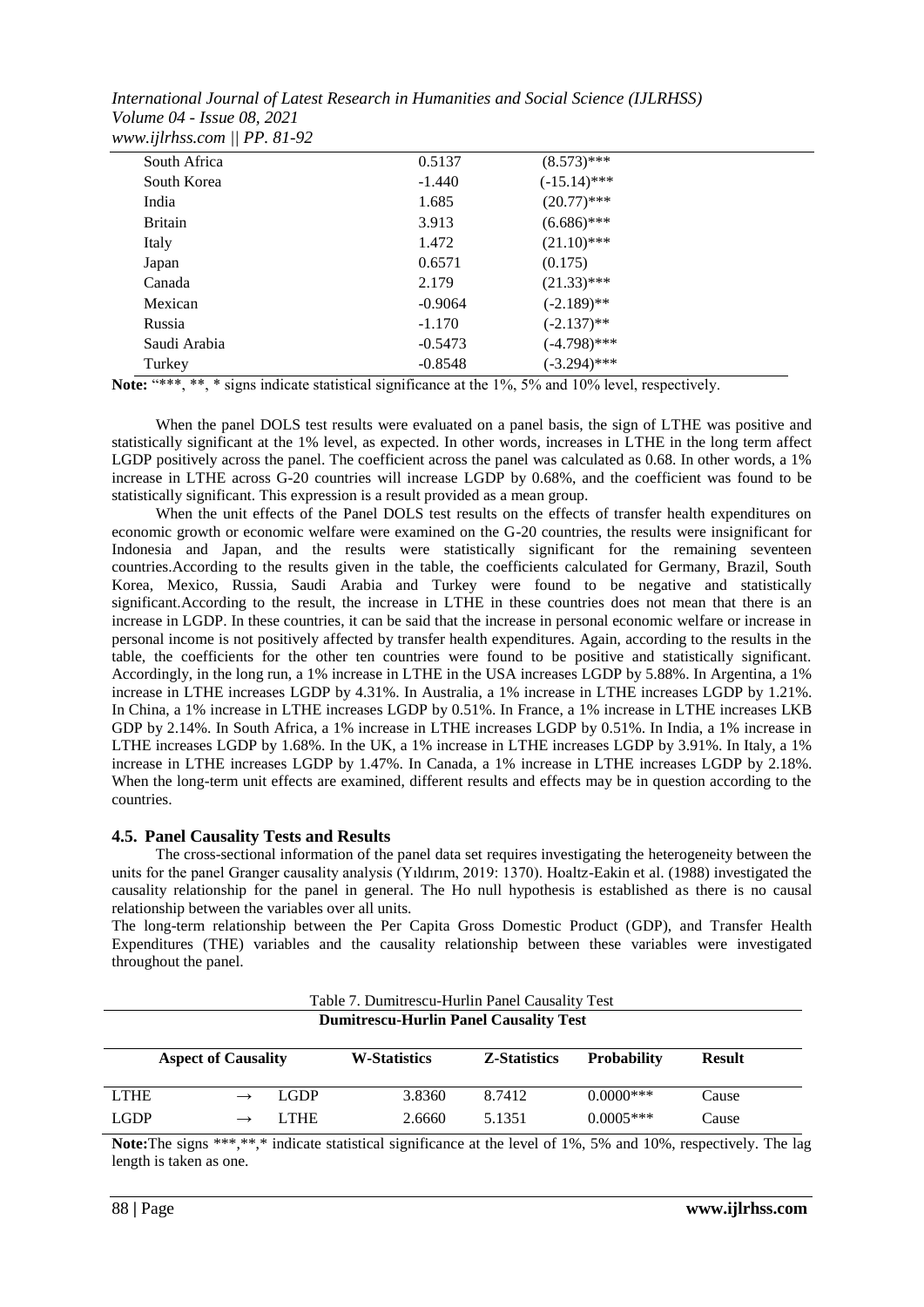| | | |
|---|---|---|
| South Africa | 0.5137 | (8.573)*** |
| South Korea | -1.440 | (-15.14)*** |
| India | 1.685 | (20.77)*** |
| Britain | 3.913 | (6.686)*** |
| Italy | 1.472 | (21.10)*** |
| Japan | 0.6571 | (0.175) |
| Canada | 2.179 | (21.33)*** |
| Mexican | -0.9064 | (-2.189)** |
| Russia | -1.170 | (-2.137)** |
| Saudi Arabia | -0.5473 | (-4.798)*** |
| Turkey | -0.8548 | (-3.294)*** |

**Note:** "***, **, * signs indicate statistical significance at the 1%, 5% and 10% level, respectively.

When the panel DOLS test results were evaluated on a panel basis, the sign of LTHE was positive and statistically significant at the 1% level, as expected. In other words, increases in LTHE in the long term affect LGDP positively across the panel. The coefficient across the panel was calculated as 0.68. In other words, a 1% increase in LTHE across G-20 countries will increase LGDP by 0.68%, and the coefficient was found to be statistically significant. This expression is a result provided as a mean group.

When the unit effects of the Panel DOLS test results on the effects of transfer health expenditures on economic growth or economic welfare were examined on the G-20 countries, the results were insignificant for Indonesia and Japan, and the results were statistically significant for the remaining seventeen countries.According to the results given in the table, the coefficients calculated for Germany, Brazil, South Korea, Mexico, Russia, Saudi Arabia and Turkey were found to be negative and statistically significant.According to the result, the increase in LTHE in these countries does not mean that there is an increase in LGDP. In these countries, it can be said that the increase in personal economic welfare or increase in personal income is not positively affected by transfer health expenditures. Again, according to the results in the table, the coefficients for the other ten countries were found to be positive and statistically significant. Accordingly, in the long run, a 1% increase in LTHE in the USA increases LGDP by 5.88%. In Argentina, a 1% increase in LTHE increases LGDP by 4.31%. In Australia, a 1% increase in LTHE increases LGDP by 1.21%. In China, a 1% increase in LTHE increases LGDP by 0.51%. In France, a 1% increase in LTHE increases LKB GDP by 2.14%. In South Africa, a 1% increase in LTHE increases LGDP by 0.51%. In India, a 1% increase in LTHE increases LGDP by 1.68%. In the UK, a 1% increase in LTHE increases LGDP by 3.91%. In Italy, a 1% increase in LTHE increases LGDP by 1.47%. In Canada, a 1% increase in LTHE increases LGDP by 2.18%. When the long-term unit effects are examined, different results and effects may be in question according to the countries.

### 4.5. Panel Causality Tests and Results

The cross-sectional information of the panel data set requires investigating the heterogeneity between the units for the panel Granger causality analysis (Yıldırım, 2019: 1370). Hoaltz-Eakin et al. (1988) investigated the causality relationship for the panel in general. The Ho null hypothesis is established as there is no causal relationship between the variables over all units.

The long-term relationship between the Per Capita Gross Domestic Product (GDP), and Transfer Health Expenditures (THE) variables and the causality relationship between these variables were investigated throughout the panel.

Table 7. Dumitrescu-Hurlin Panel Causality Test

| Aspect of Causality | | | W-Statistics | Z-Statistics | Probability | Result |
|---|---|---|---|---|---|---|
| LTHE | → | LGDP | 3.8360 | 8.7412 | 0.0000*** | Cause |
| LGDP | → | LTHE | 2.6660 | 5.1351 | 0.0005*** | Cause |

**Note:** The signs ***,**,* indicate statistical significance at the level of 1%, 5% and 10%, respectively. The lag length is taken as one.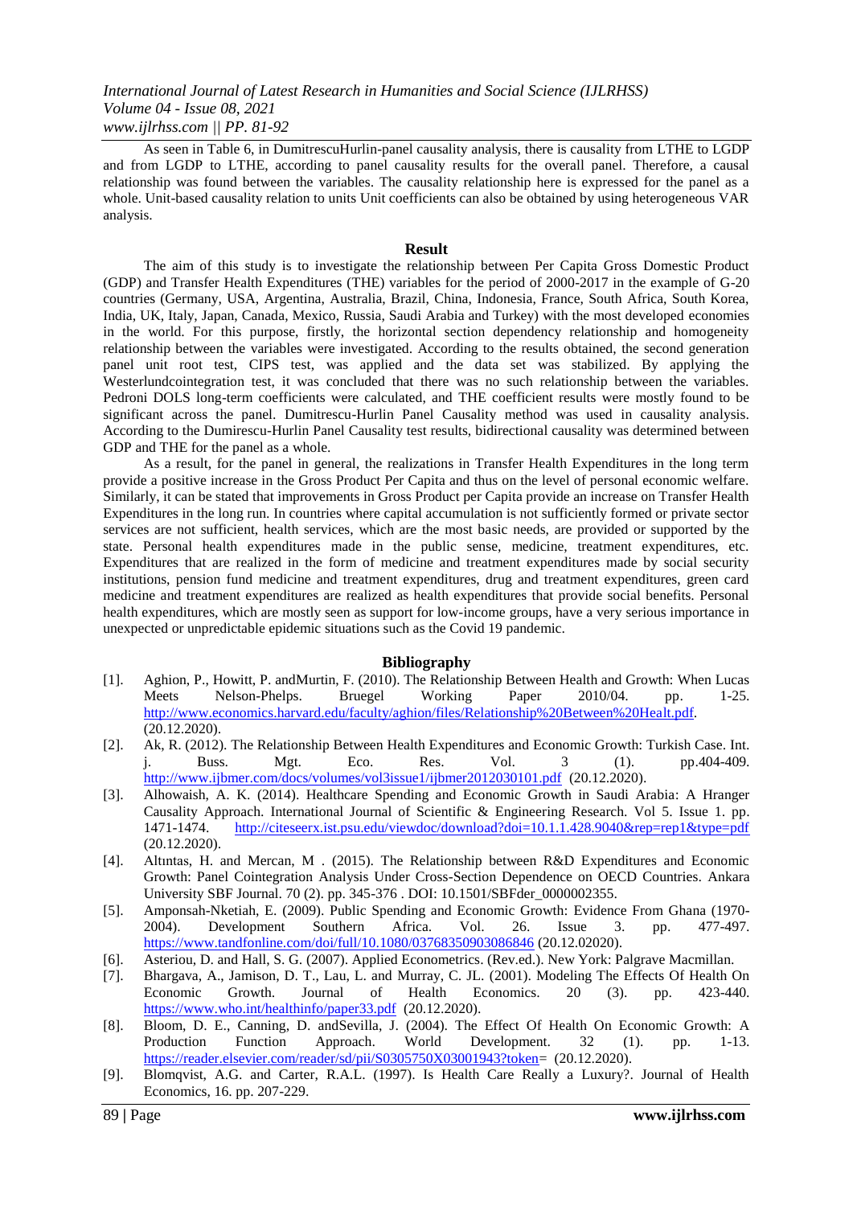As seen in Table 6, in DumitrescuHurlin-panel causality analysis, there is causality from LTHE to LGDP and from LGDP to LTHE, according to panel causality results for the overall panel. Therefore, a causal relationship was found between the variables. The causality relationship here is expressed for the panel as a whole. Unit-based causality relation to units Unit coefficients can also be obtained by using heterogeneous VAR analysis.

## Result

The aim of this study is to investigate the relationship between Per Capita Gross Domestic Product (GDP) and Transfer Health Expenditures (THE) variables for the period of 2000-2017 in the example of G-20 countries (Germany, USA, Argentina, Australia, Brazil, China, Indonesia, France, South Africa, South Korea, India, UK, Italy, Japan, Canada, Mexico, Russia, Saudi Arabia and Turkey) with the most developed economies in the world. For this purpose, firstly, the horizontal section dependency relationship and homogeneity relationship between the variables were investigated. According to the results obtained, the second generation panel unit root test, CIPS test, was applied and the data set was stabilized. By applying the Westerlundcointegration test, it was concluded that there was no such relationship between the variables. Pedroni DOLS long-term coefficients were calculated, and THE coefficient results were mostly found to be significant across the panel. Dumitrescu-Hurlin Panel Causality method was used in causality analysis. According to the Dumirescu-Hurlin Panel Causality test results, bidirectional causality was determined between GDP and THE for the panel as a whole.

As a result, for the panel in general, the realizations in Transfer Health Expenditures in the long term provide a positive increase in the Gross Product Per Capita and thus on the level of personal economic welfare. Similarly, it can be stated that improvements in Gross Product per Capita provide an increase on Transfer Health Expenditures in the long run. In countries where capital accumulation is not sufficiently formed or private sector services are not sufficient, health services, which are the most basic needs, are provided or supported by the state. Personal health expenditures made in the public sense, medicine, treatment expenditures, etc. Expenditures that are realized in the form of medicine and treatment expenditures made by social security institutions, pension fund medicine and treatment expenditures, drug and treatment expenditures, green card medicine and treatment expenditures are realized as health expenditures that provide social benefits. Personal health expenditures, which are mostly seen as support for low-income groups, have a very serious importance in unexpected or unpredictable epidemic situations such as the Covid 19 pandemic.

## Bibliography

[1]. Aghion, P., Howitt, P. andMurtin, F. (2010). The Relationship Between Health and Growth: When Lucas Meets Nelson-Phelps. Bruegel Working Paper 2010/04. pp. 1-25. http://www.economics.harvard.edu/faculty/aghion/files/Relationship%20Between%20Healt.pdf. (20.12.2020).

[2]. Ak, R. (2012). The Relationship Between Health Expenditures and Economic Growth: Turkish Case. Int. j. Buss. Mgt. Eco. Res. Vol. 3 (1). pp.404-409. http://www.ijbmer.com/docs/volumes/vol3issue1/ijbmer2012030101.pdf (20.12.2020).

[3]. Alhowaish, A. K. (2014). Healthcare Spending and Economic Growth in Saudi Arabia: A Hranger Causality Approach. International Journal of Scientific & Engineering Research. Vol 5. Issue 1. pp. 1471-1474. http://citeseerx.ist.psu.edu/viewdoc/download?doi=10.1.1.428.9040&rep=rep1&type=pdf (20.12.2020).

[4]. Altıntas, H. and Mercan, M . (2015). The Relationship between R&D Expenditures and Economic Growth: Panel Cointegration Analysis Under Cross-Section Dependence on OECD Countries. Ankara University SBF Journal. 70 (2). pp. 345-376 . DOI: 10.1501/SBFder_0000002355.

[5]. Amponsah-Nketiah, E. (2009). Public Spending and Economic Growth: Evidence From Ghana (1970-2004). Development Southern Africa. Vol. 26. Issue 3. pp. 477-497. https://www.tandfonline.com/doi/full/10.1080/03768350903086846 (20.12.02020).

[6]. Asteriou, D. and Hall, S. G. (2007). Applied Econometrics. (Rev.ed.). New York: Palgrave Macmillan.

[7]. Bhargava, A., Jamison, D. T., Lau, L. and Murray, C. JL. (2001). Modeling The Effects Of Health On Economic Growth. Journal of Health Economics. 20 (3). pp. 423-440. https://www.who.int/healthinfo/paper33.pdf (20.12.2020).

[8]. Bloom, D. E., Canning, D. andSevilla, J. (2004). The Effect Of Health On Economic Growth: A Production Function Approach. World Development. 32 (1). pp. 1-13. https://reader.elsevier.com/reader/sd/pii/S0305750X03001943?token= (20.12.2020).

[9]. Blomqvist, A.G. and Carter, R.A.L. (1997). Is Health Care Really a Luxury?. Journal of Health Economics, 16. pp. 207-229.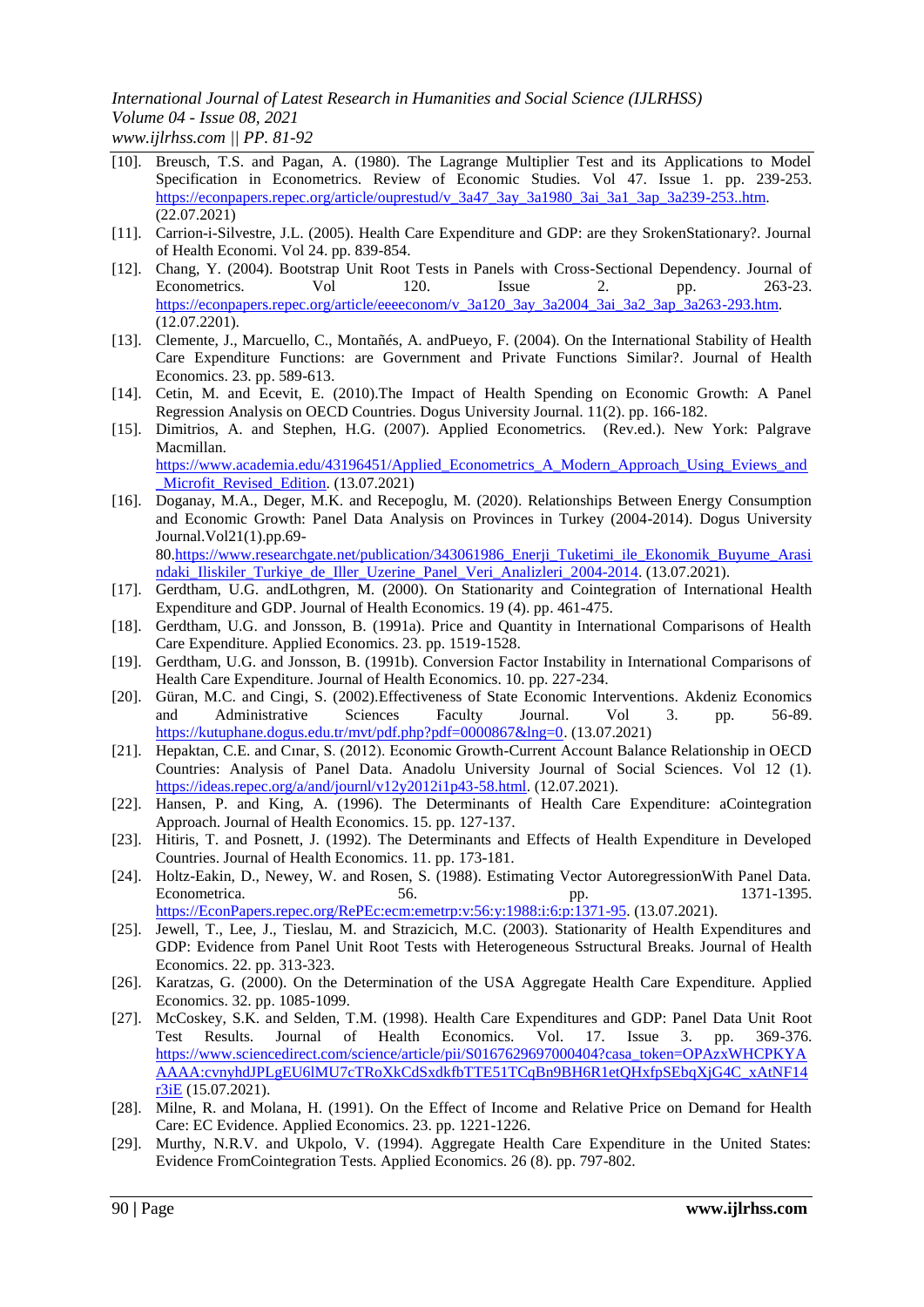[10]. Breusch, T.S. and Pagan, A. (1980). The Lagrange Multiplier Test and its Applications to Model Specification in Econometrics. Review of Economic Studies. Vol 47. Issue 1. pp. 239-253. https://econpapers.repec.org/article/ouprestud/v_3a47_3ay_3a1980_3ai_3a1_3ap_3a239-253..htm. (22.07.2021)

[11]. Carrion-i-Silvestre, J.L. (2005). Health Care Expenditure and GDP: are they SrokenStationary?. Journal of Health Economi. Vol 24. pp. 839-854.

[12]. Chang, Y. (2004). Bootstrap Unit Root Tests in Panels with Cross-Sectional Dependency. Journal of Econometrics. Vol 120. Issue 2. pp. 263-23. https://econpapers.repec.org/article/eeeeconom/v_3a120_3ay_3a2004_3ai_3a2_3ap_3a263-293.htm. (12.07.2201).

[13]. Clemente, J., Marcuello, C., Montañés, A. andPueyo, F. (2004). On the International Stability of Health Care Expenditure Functions: are Government and Private Functions Similar?. Journal of Health Economics. 23. pp. 589-613.

[14]. Cetin, M. and Ecevit, E. (2010).The Impact of Health Spending on Economic Growth: A Panel Regression Analysis on OECD Countries. Dogus University Journal. 11(2). pp. 166-182.

[15]. Dimitrios, A. and Stephen, H.G. (2007). Applied Econometrics. (Rev.ed.). New York: Palgrave Macmillan. https://www.academia.edu/43196451/Applied_Econometrics_A_Modern_Approach_Using_Eviews_and_Microfit_Revised_Edition. (13.07.2021)

[16]. Doganay, M.A., Deger, M.K. and Recepoglu, M. (2020). Relationships Between Energy Consumption and Economic Growth: Panel Data Analysis on Provinces in Turkey (2004-2014). Dogus University Journal.Vol21(1).pp.69-80.https://www.researchgate.net/publication/343061986_Enerji_Tuketimi_ile_Ekonomik_Buyume_Arasindaki_Iliskiler_Turkiye_de_Iller_Uzerine_Panel_Veri_Analizleri_2004-2014. (13.07.2021).

[17]. Gerdtham, U.G. andLothgren, M. (2000). On Stationarity and Cointegration of International Health Expenditure and GDP. Journal of Health Economics. 19 (4). pp. 461-475.

[18]. Gerdtham, U.G. and Jonsson, B. (1991a). Price and Quantity in International Comparisons of Health Care Expenditure. Applied Economics. 23. pp. 1519-1528.

[19]. Gerdtham, U.G. and Jonsson, B. (1991b). Conversion Factor Instability in International Comparisons of Health Care Expenditure. Journal of Health Economics. 10. pp. 227-234.

[20]. Güran, M.C. and Cingi, S. (2002).Effectiveness of State Economic Interventions. Akdeniz Economics and Administrative Sciences Faculty Journal. Vol 3. pp. 56-89. https://kutuphane.dogus.edu.tr/mvt/pdf.php?pdf=0000867&lng=0. (13.07.2021)

[21]. Hepaktan, C.E. and Cınar, S. (2012). Economic Growth-Current Account Balance Relationship in OECD Countries: Analysis of Panel Data. Anadolu University Journal of Social Sciences. Vol 12 (1). https://ideas.repec.org/a/and/journl/v12y2012i1p43-58.html. (12.07.2021).

[22]. Hansen, P. and King, A. (1996). The Determinants of Health Care Expenditure: aCointegration Approach. Journal of Health Economics. 15. pp. 127-137.

[23]. Hitiris, T. and Posnett, J. (1992). The Determinants and Effects of Health Expenditure in Developed Countries. Journal of Health Economics. 11. pp. 173-181.

[24]. Holtz-Eakin, D., Newey, W. and Rosen, S. (1988). Estimating Vector AutoregressionWith Panel Data. Econometrica. 56. pp. 1371-1395. https://EconPapers.repec.org/RePEc:ecm:emetrp:v:56:y:1988:i:6:p:1371-95. (13.07.2021).

[25]. Jewell, T., Lee, J., Tieslau, M. and Strazicich, M.C. (2003). Stationarity of Health Expenditures and GDP: Evidence from Panel Unit Root Tests with Heterogeneous Sstructural Breaks. Journal of Health Economics. 22. pp. 313-323.

[26]. Karatzas, G. (2000). On the Determination of the USA Aggregate Health Care Expenditure. Applied Economics. 32. pp. 1085-1099.

[27]. McCoskey, S.K. and Selden, T.M. (1998). Health Care Expenditures and GDP: Panel Data Unit Root Test Results. Journal of Health Economics. Vol. 17. Issue 3. pp. 369-376. https://www.sciencedirect.com/science/article/pii/S0167629697000404?casa_token=OPAzxWHCPKYAAAAA:cvnyhdJPLgEU6lMU7cTRoXkCdSxdkfbTTE51TCqBn9BH6R1etQHxfpSEbqXjG4C_xAtNF14r3iE (15.07.2021).

[28]. Milne, R. and Molana, H. (1991). On the Effect of Income and Relative Price on Demand for Health Care: EC Evidence. Applied Economics. 23. pp. 1221-1226.

[29]. Murthy, N.R.V. and Ukpolo, V. (1994). Aggregate Health Care Expenditure in the United States: Evidence FromCointegration Tests. Applied Economics. 26 (8). pp. 797-802.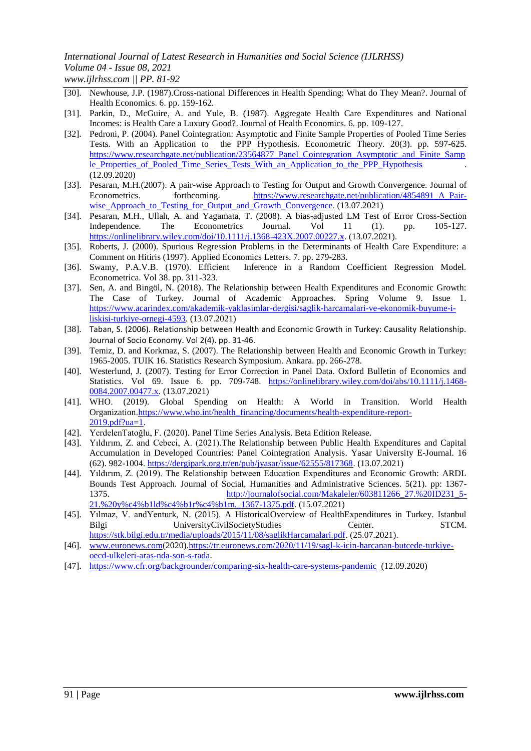[30]. Newhouse, J.P. (1987).Cross-national Differences in Health Spending: What do They Mean?. Journal of Health Economics. 6. pp. 159-162.

[31]. Parkin, D., McGuire, A. and Yule, B. (1987). Aggregate Health Care Expenditures and National Incomes: is Health Care a Luxury Good?. Journal of Health Economics. 6. pp. 109-127.

[32]. Pedroni, P. (2004). Panel Cointegration: Asymptotic and Finite Sample Properties of Pooled Time Series Tests. With an Application to the PPP Hypothesis. Econometric Theory. 20(3). pp. 597-625. https://www.researchgate.net/publication/23564877_Panel_Cointegration_Asymptotic_and_Finite_Sample_Properties_of_Pooled_Time_Series_Tests_With_an_Application_to_the_PPP_Hypothesis . (12.09.2020)

[33]. Pesaran, M.H.(2007). A pair-wise Approach to Testing for Output and Growth Convergence. Journal of Econometrics. forthcoming. https://www.researchgate.net/publication/4854891_A_Pair-wise_Approach_to_Testing_for_Output_and_Growth_Convergence. (13.07.2021)

[34]. Pesaran, M.H., Ullah, A. and Yagamata, T. (2008). A bias-adjusted LM Test of Error Cross-Section Independence. The Econometrics Journal. Vol 11 (1). pp. 105-127. https://onlinelibrary.wiley.com/doi/10.1111/j.1368-423X.2007.00227.x. (13.07.2021).

[35]. Roberts, J. (2000). Spurious Regression Problems in the Determinants of Health Care Expenditure: a Comment on Hitiris (1997). Applied Economics Letters. 7. pp. 279-283.

[36]. Swamy, P.A.V.B. (1970). Efficient Inference in a Random Coefficient Regression Model. Econometrica. Vol 38. pp. 311-323.

[37]. Sen, A. and Bingöl, N. (2018). The Relationship between Health Expenditures and Economic Growth: The Case of Turkey. Journal of Academic Approaches. Spring Volume 9. Issue 1. https://www.acarindex.com/akademik-yaklasimlar-dergisi/saglik-harcamalari-ve-ekonomik-buyume-i-liskisi-turkiye-ornegi-4593. (13.07.2021)

[38]. Taban, S. (2006). Relationship between Health and Economic Growth in Turkey: Causality Relationship. Journal of Socio Economy. Vol 2(4). pp. 31-46.

[39]. Temiz, D. and Korkmaz, S. (2007). The Relationship between Health and Economic Growth in Turkey: 1965-2005. TUIK 16. Statistics Research Symposium. Ankara. pp. 266-278.

[40]. Westerlund, J. (2007). Testing for Error Correction in Panel Data. Oxford Bulletin of Economics and Statistics. Vol 69. Issue 6. pp. 709-748. https://onlinelibrary.wiley.com/doi/abs/10.1111/j.1468-0084.2007.00477.x. (13.07.2021)

[41]. WHO. (2019). Global Spending on Health: A World in Transition. World Health Organization.https://www.who.int/health_financing/documents/health-expenditure-report-2019.pdf?ua=1.

[42]. YerdelenTatoğlu, F. (2020). Panel Time Series Analysis. Beta Edition Release.

[43]. Yıldırım, Z. and Cebeci, A. (2021).The Relationship between Public Health Expenditures and Capital Accumulation in Developed Countries: Panel Cointegration Analysis. Yasar University E-Journal. 16 (62). 982-1004. https://dergipark.org.tr/en/pub/jyasar/issue/62555/817368. (13.07.2021)

[44]. Yıldırım, Z. (2019). The Relationship between Education Expenditures and Economic Growth: ARDL Bounds Test Approach. Journal of Social, Humanities and Administrative Sciences. 5(21). pp: 1367-1375. http://journalofsocial.com/Makaleler/603811266_27.%20ID231_5-21.%20y%c4%b1ld%c4%b1r%c4%b1m._1367-1375.pdf. (15.07.2021)

[45]. Yılmaz, V. andYenturk, N. (2015). A HistoricalOverview of HealthExpenditures in Turkey. Istanbul Bilgi UniversityCivilSocietyStudies Center. STCM. https://stk.bilgi.edu.tr/media/uploads/2015/11/08/saglikHarcamalari.pdf. (25.07.2021).

[46]. www.euronews.com(2020).https://tr.euronews.com/2020/11/19/sagl-k-icin-harcanan-butcede-turkiye-oecd-ulkeleri-aras-nda-son-s-rada.

[47]. https://www.cfr.org/backgrounder/comparing-six-health-care-systems-pandemic (12.09.2020)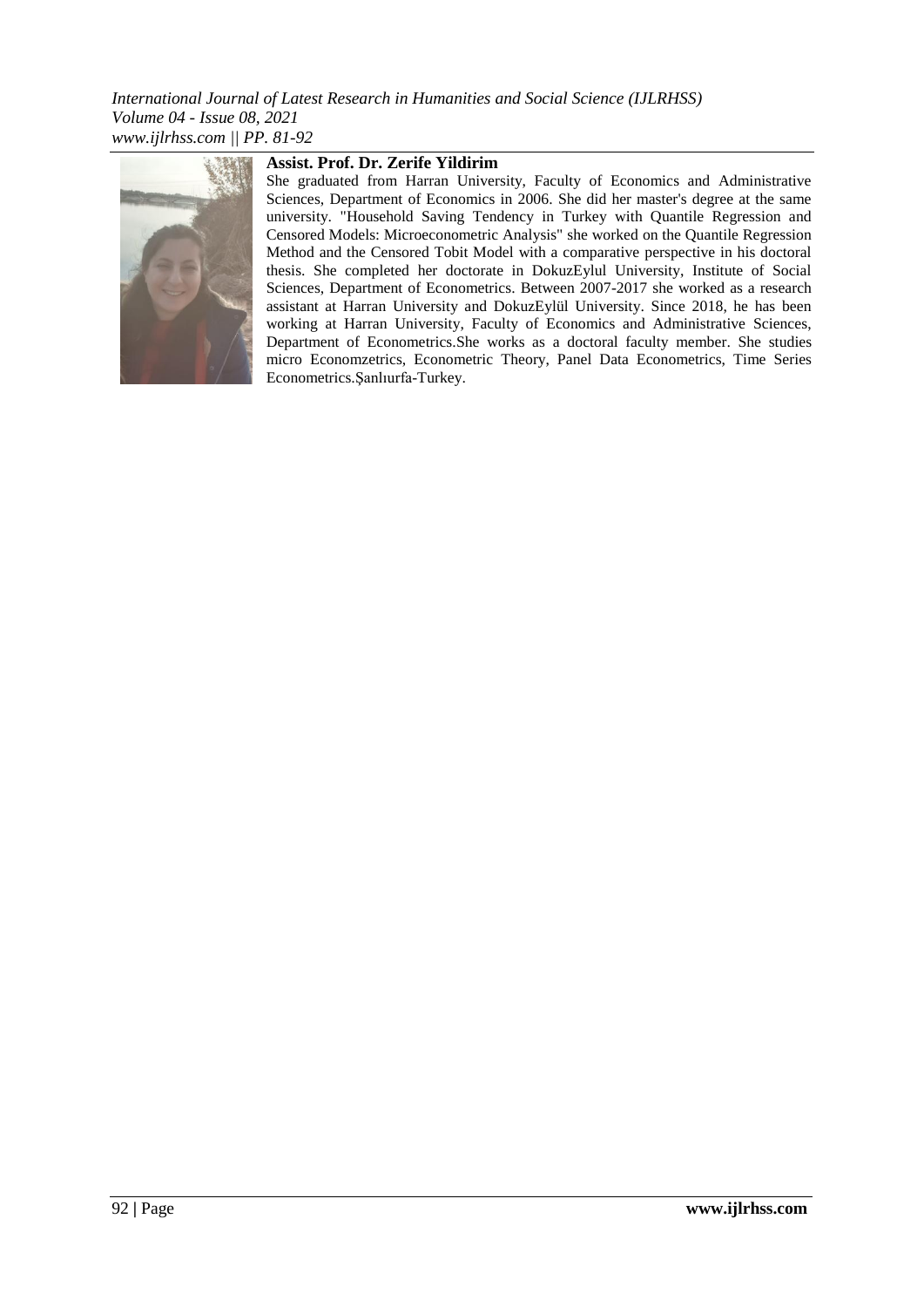**Assist. Prof. Dr. Zerife Yildirim**

She graduated from Harran University, Faculty of Economics and Administrative Sciences, Department of Economics in 2006. She did her master's degree at the same university. "Household Saving Tendency in Turkey with Quantile Regression and Censored Models: Microeconometric Analysis" she worked on the Quantile Regression Method and the Censored Tobit Model with a comparative perspective in his doctoral thesis. She completed her doctorate in DokuzEylul University, Institute of Social Sciences, Department of Econometrics. Between 2007-2017 she worked as a research assistant at Harran University and DokuzEylül University. Since 2018, he has been working at Harran University, Faculty of Economics and Administrative Sciences, Department of Econometrics.She works as a doctoral faculty member. She studies micro Economzetrics, Econometric Theory, Panel Data Econometrics, Time Series Econometrics.Şanlıurfa-Turkey.